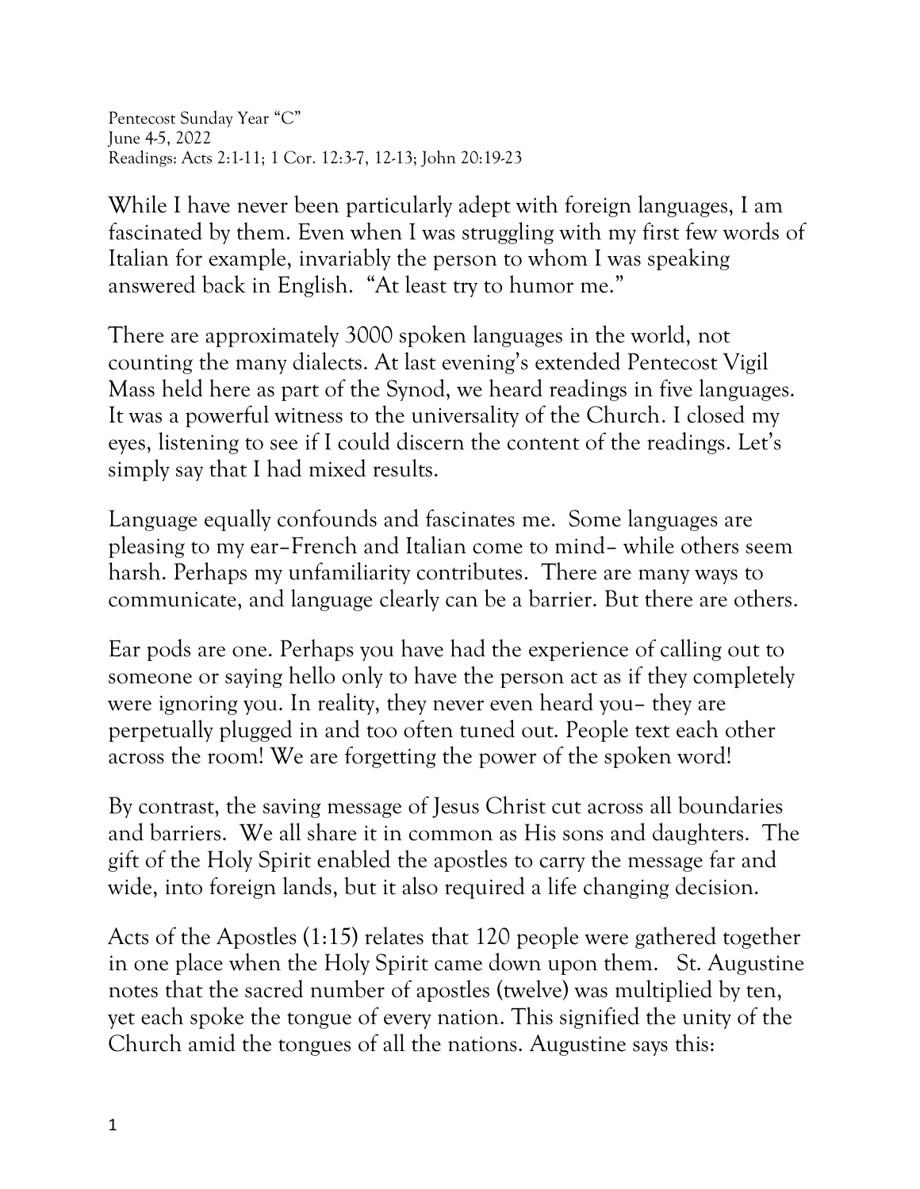Pentecost Sunday Year "C"
June 4-5, 2022
Readings: Acts 2:1-11; 1 Cor. 12:3-7, 12-13; John 20:19-23

While I have never been particularly adept with foreign languages, I am fascinated by them. Even when I was struggling with my first few words of Italian for example, invariably the person to whom I was speaking answered back in English. "At least try to humor me."

There are approximately 3000 spoken languages in the world, not counting the many dialects. At last evening's extended Pentecost Vigil Mass held here as part of the Synod, we heard readings in five languages. It was a powerful witness to the universality of the Church. I closed my eyes, listening to see if I could discern the content of the readings. Let's simply say that I had mixed results.

Language equally confounds and fascinates me. Some languages are pleasing to my ear–French and Italian come to mind– while others seem harsh. Perhaps my unfamiliarity contributes. There are many ways to communicate, and language clearly can be a barrier. But there are others.

Ear pods are one. Perhaps you have had the experience of calling out to someone or saying hello only to have the person act as if they completely were ignoring you. In reality, they never even heard you– they are perpetually plugged in and too often tuned out. People text each other across the room! We are forgetting the power of the spoken word!

By contrast, the saving message of Jesus Christ cut across all boundaries and barriers. We all share it in common as His sons and daughters. The gift of the Holy Spirit enabled the apostles to carry the message far and wide, into foreign lands, but it also required a life changing decision.

Acts of the Apostles (1:15) relates that 120 people were gathered together in one place when the Holy Spirit came down upon them. St. Augustine notes that the sacred number of apostles (twelve) was multiplied by ten, yet each spoke the tongue of every nation. This signified the unity of the Church amid the tongues of all the nations. Augustine says this: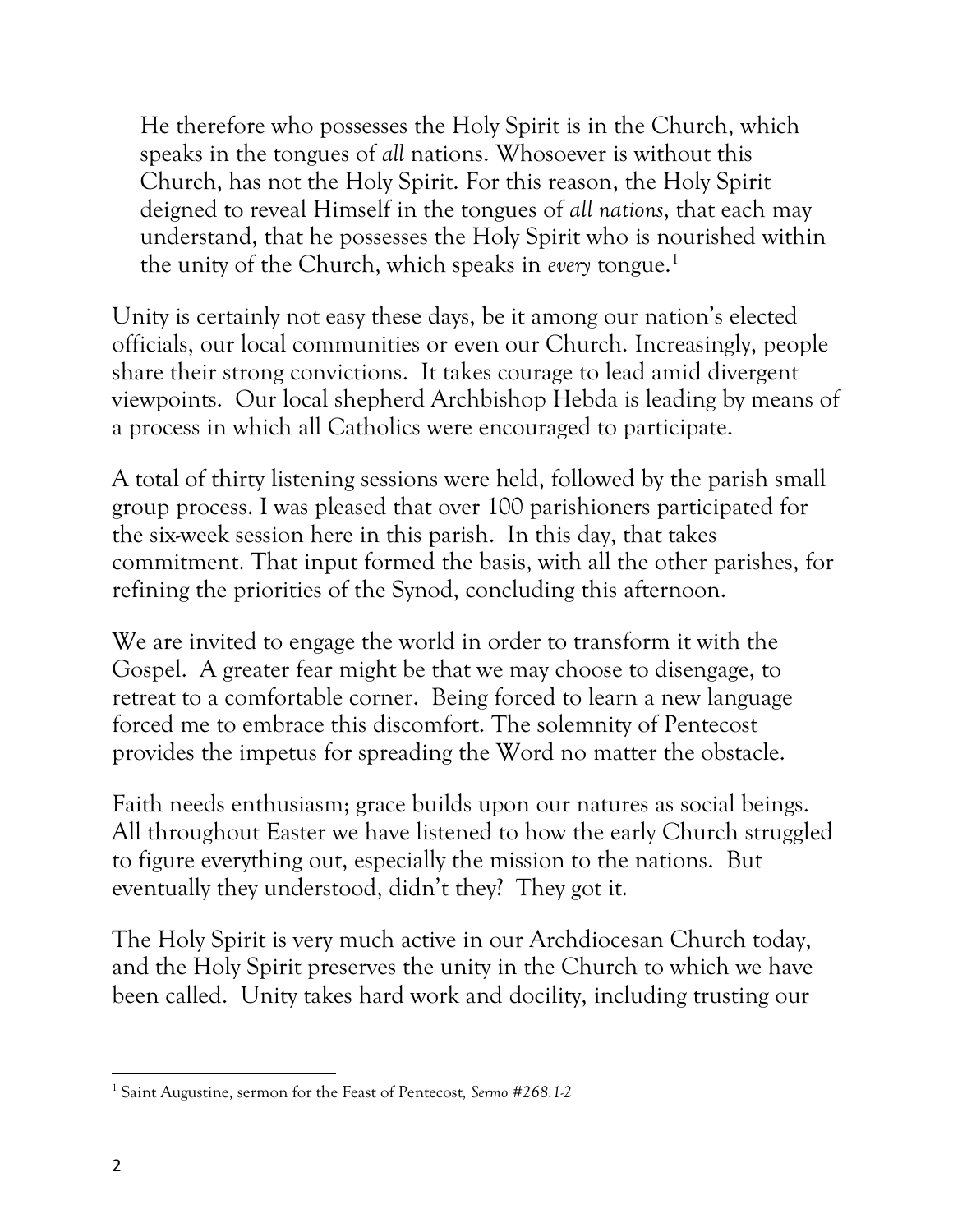> He therefore who possesses the Holy Spirit is in the Church, which speaks in the tongues of *all* nations. Whosoever is without this Church, has not the Holy Spirit. For this reason, the Holy Spirit deigned to reveal Himself in the tongues of *all nations*, that each may understand, that he possesses the Holy Spirit who is nourished within the unity of the Church, which speaks in *every* tongue.[1]

Unity is certainly not easy these days, be it among our nation's elected officials, our local communities or even our Church. Increasingly, people share their strong convictions. It takes courage to lead amid divergent viewpoints. Our local shepherd Archbishop Hebda is leading by means of a process in which all Catholics were encouraged to participate.

A total of thirty listening sessions were held, followed by the parish small group process. I was pleased that over 100 parishioners participated for the six-week session here in this parish. In this day, that takes commitment. That input formed the basis, with all the other parishes, for refining the priorities of the Synod, concluding this afternoon.

We are invited to engage the world in order to transform it with the Gospel. A greater fear might be that we may choose to disengage, to retreat to a comfortable corner. Being forced to learn a new language forced me to embrace this discomfort. The solemnity of Pentecost provides the impetus for spreading the Word no matter the obstacle.

Faith needs enthusiasm; grace builds upon our natures as social beings. All throughout Easter we have listened to how the early Church struggled to figure everything out, especially the mission to the nations. But eventually they understood, didn't they? They got it.

The Holy Spirit is very much active in our Archdiocesan Church today, and the Holy Spirit preserves the unity in the Church to which we have been called. Unity takes hard work and docility, including trusting our

---

[1] Saint Augustine, sermon for the Feast of Pentecost, *Sermo #268.1-2*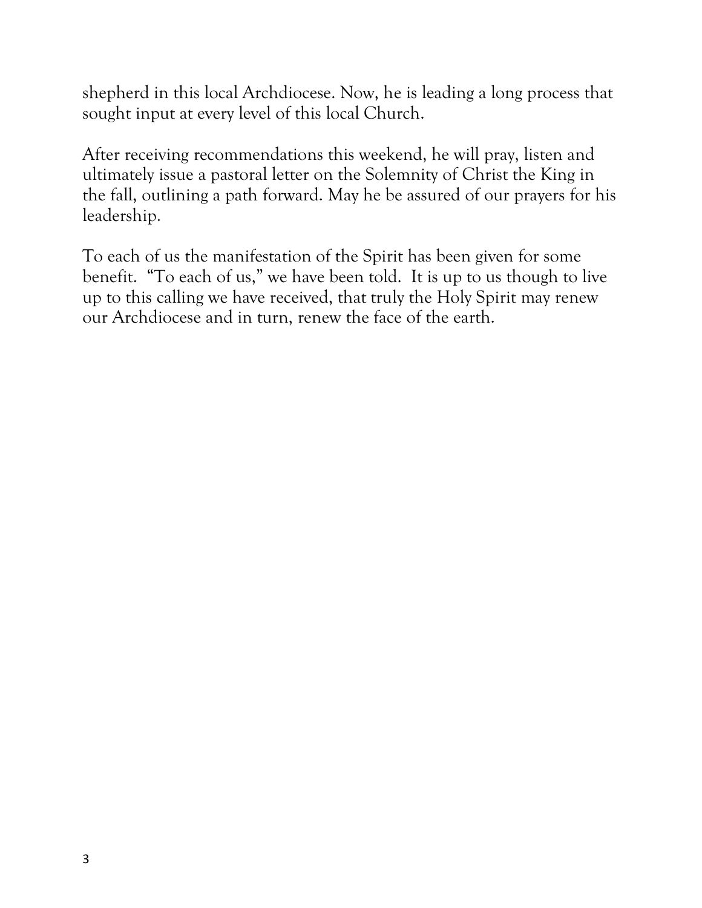shepherd in this local Archdiocese. Now, he is leading a long process that sought input at every level of this local Church.

After receiving recommendations this weekend, he will pray, listen and ultimately issue a pastoral letter on the Solemnity of Christ the King in the fall, outlining a path forward. May he be assured of our prayers for his leadership.

To each of us the manifestation of the Spirit has been given for some benefit. "To each of us," we have been told. It is up to us though to live up to this calling we have received, that truly the Holy Spirit may renew our Archdiocese and in turn, renew the face of the earth.